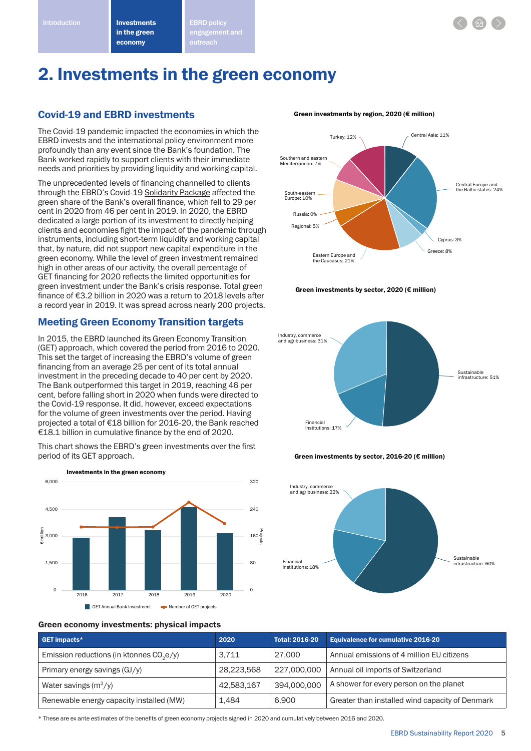# 2. Investments in the green economy

## Covid-19 and EBRD investments

The Covid-19 pandemic impacted the economies in which the EBRD invests and the international policy environment more profoundly than any event since the Bank's foundation. The Bank worked rapidly to support clients with their immediate needs and priorities by providing liquidity and working capital.

The unprecedented levels of financing channelled to clients through the EBRD's Covid-19 Solidarity Package affected the green share of the Bank's overall finance, which fell to 29 per cent in 2020 from 46 per cent in 2019. In 2020, the EBRD dedicated a large portion of its investment to directly helping clients and economies fight the impact of the pandemic through instruments, including short-term liquidity and working capital that, by nature, did not support new capital expenditure in the green economy. While the level of green investment remained high in other areas of our activity, the overall percentage of GET financing for 2020 reflects the limited opportunities for green investment under the Bank's crisis response. Total green finance of €3.2 billion in 2020 was a return to 2018 levels after a record year in 2019. It was spread across nearly 200 projects.

## Meeting Green Economy Transition targets

In 2015, the EBRD launched its Green Economy Transition (GET) approach, which covered the period from 2016 to 2020. This set the target of increasing the EBRD's volume of green financing from an average 25 per cent of its total annual investment in the preceding decade to 40 per cent by 2020. The Bank outperformed this target in 2019, reaching 46 per cent, before falling short in 2020 when funds were directed to the Covid-19 response. It did, however, exceed expectations for the volume of green investments over the period. Having projected a total of €18 billion for 2016-20, the Bank reached €18.1 billion in cumulative finance by the end of 2020.

This chart shows the EBRD's green investments over the first period of its GET approach.

**Investments in the green economy**

Legend: GET Annual Bank Investment (€ million, bars); Number of GET projects (line)

Axes: € million (0 – 6,000); Projects (0 – 320); years 2016, 2017, 2018, 2019, 2020

**Green investments by region, 2020 (€ million)**

- Central Asia: 11%
- Central Europe and the Baltic states: 24%
- Cyprus: 3%
- Greece: 8%
- Eastern Europe and the Caucasus: 21%
- Regional: 5%
- Russia: 0%
- South-eastern Europe: 10%
- Southern and eastern Mediterranean: 7%
- Turkey: 12%

**Green investments by sector, 2020 (€ million)**

- Sustainable infrastructure: 51%
- Financial institutions: 17%
- Industry, commerce and agribusiness: 31%

**Green investments by sector, 2016-20 (€ million)**

- Sustainable infrastructure: 60%
- Financial institutions: 18%
- Industry, commerce and agribusiness: 22%

### Green economy investments: physical impacts

| GET impacts* | 2020 | Total: 2016-20 | Equivalence for cumulative 2016-20 |
|---|---|---|---|
| Emission reductions (in ktonnes $CO_2e/y$) | 3,711 | 27,000 | Annual emissions of 4 million EU citizens |
| Primary energy savings (GJ/y) | 28,223,568 | 227,000,000 | Annual oil imports of Switzerland |
| Water savings ($m^3/y$) | 42,583,167 | 394,000,000 | A shower for every person on the planet |
| Renewable energy capacity installed (MW) | 1,484 | 6,900 | Greater than installed wind capacity of Denmark |

\* These are ex ante estimates of the benefits of green economy projects signed in 2020 and cumulatively between 2016 and 2020.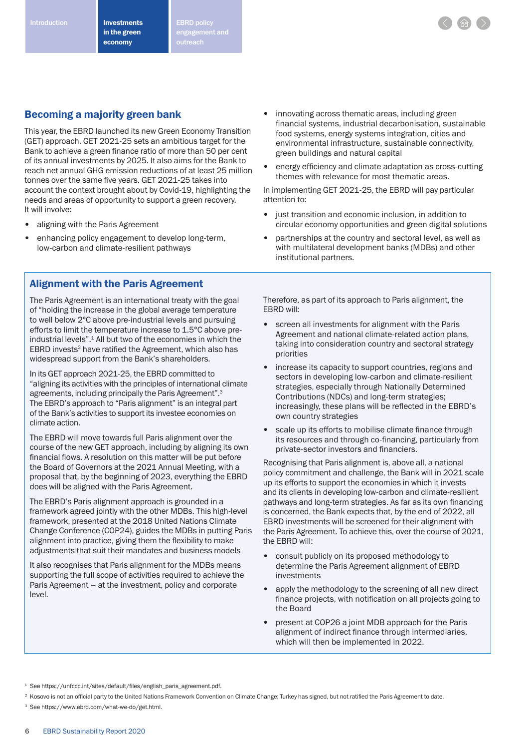## Becoming a majority green bank

This year, the EBRD launched its new Green Economy Transition (GET) approach. GET 2021-25 sets an ambitious target for the Bank to achieve a green finance ratio of more than 50 per cent of its annual investments by 2025. It also aims for the Bank to reach net annual GHG emission reductions of at least 25 million tonnes over the same five years. GET 2021-25 takes into account the context brought about by Covid-19, highlighting the needs and areas of opportunity to support a green recovery. It will involve:

- aligning with the Paris Agreement
- enhancing policy engagement to develop long-term, low-carbon and climate-resilient pathways
- innovating across thematic areas, including green financial systems, industrial decarbonisation, sustainable food systems, energy systems integration, cities and environmental infrastructure, sustainable connectivity, green buildings and natural capital
- energy efficiency and climate adaptation as cross-cutting themes with relevance for most thematic areas.

In implementing GET 2021-25, the EBRD will pay particular attention to:

- just transition and economic inclusion, in addition to circular economy opportunities and green digital solutions
- partnerships at the country and sectoral level, as well as with multilateral development banks (MDBs) and other institutional partners.

## Alignment with the Paris Agreement

The Paris Agreement is an international treaty with the goal of "holding the increase in the global average temperature to well below 2°C above pre-industrial levels and pursuing efforts to limit the temperature increase to 1.5°C above pre-industrial levels".[1] All but two of the economies in which the EBRD invests[2] have ratified the Agreement, which also has widespread support from the Bank's shareholders.

In its GET approach 2021-25, the EBRD committed to "aligning its activities with the principles of international climate agreements, including principally the Paris Agreement".[3] The EBRD's approach to "Paris alignment" is an integral part of the Bank's activities to support its investee economies on climate action.

The EBRD will move towards full Paris alignment over the course of the new GET approach, including by aligning its own financial flows. A resolution on this matter will be put before the Board of Governors at the 2021 Annual Meeting, with a proposal that, by the beginning of 2023, everything the EBRD does will be aligned with the Paris Agreement.

The EBRD's Paris alignment approach is grounded in a framework agreed jointly with the other MDBs. This high-level framework, presented at the 2018 United Nations Climate Change Conference (COP24), guides the MDBs in putting Paris alignment into practice, giving them the flexibility to make adjustments that suit their mandates and business models

It also recognises that Paris alignment for the MDBs means supporting the full scope of activities required to achieve the Paris Agreement – at the investment, policy and corporate level.

Therefore, as part of its approach to Paris alignment, the EBRD will:

- screen all investments for alignment with the Paris Agreement and national climate-related action plans, taking into consideration country and sectoral strategy priorities
- increase its capacity to support countries, regions and sectors in developing low-carbon and climate-resilient strategies, especially through Nationally Determined Contributions (NDCs) and long-term strategies; increasingly, these plans will be reflected in the EBRD's own country strategies
- scale up its efforts to mobilise climate finance through its resources and through co-financing, particularly from private-sector investors and financiers.

Recognising that Paris alignment is, above all, a national policy commitment and challenge, the Bank will in 2021 scale up its efforts to support the economies in which it invests and its clients in developing low-carbon and climate-resilient pathways and long-term strategies. As far as its own financing is concerned, the Bank expects that, by the end of 2022, all EBRD investments will be screened for their alignment with the Paris Agreement. To achieve this, over the course of 2021, the EBRD will:

- consult publicly on its proposed methodology to determine the Paris Agreement alignment of EBRD investments
- apply the methodology to the screening of all new direct finance projects, with notification on all projects going to the Board
- present at COP26 a joint MDB approach for the Paris alignment of indirect finance through intermediaries, which will then be implemented in 2022.

[1] See https://unfccc.int/sites/default/files/english_paris_agreement.pdf.

[2] Kosovo is not an official party to the United Nations Framework Convention on Climate Change; Turkey has signed, but not ratified the Paris Agreement to date.

[3] See https://www.ebrd.com/what-we-do/get.html.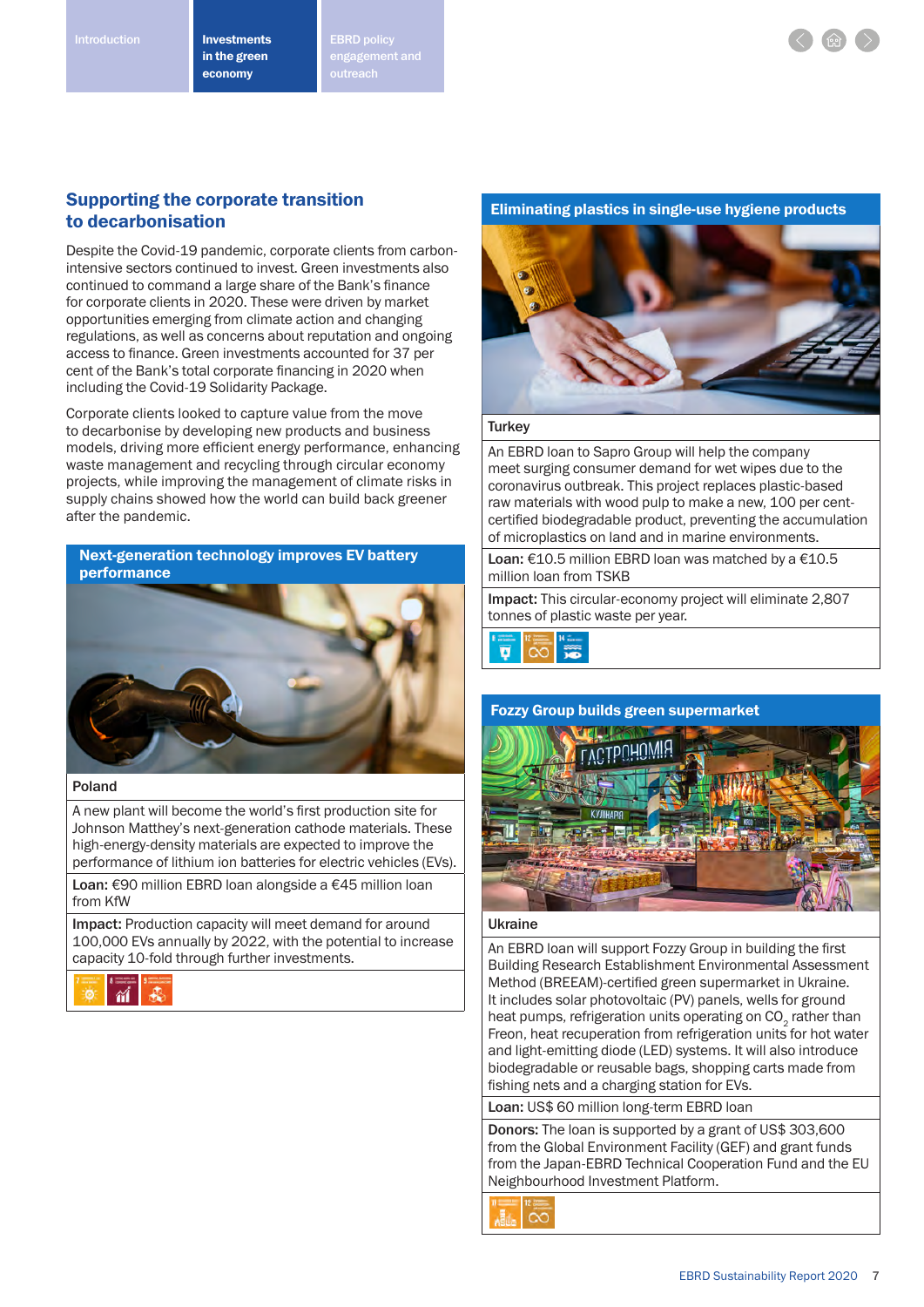## Supporting the corporate transition to decarbonisation

Despite the Covid-19 pandemic, corporate clients from carbon-intensive sectors continued to invest. Green investments also continued to command a large share of the Bank's finance for corporate clients in 2020. These were driven by market opportunities emerging from climate action and changing regulations, as well as concerns about reputation and ongoing access to finance. Green investments accounted for 37 per cent of the Bank's total corporate financing in 2020 when including the Covid-19 Solidarity Package.

Corporate clients looked to capture value from the move to decarbonise by developing new products and business models, driving more efficient energy performance, enhancing waste management and recycling through circular economy projects, while improving the management of climate risks in supply chains showed how the world can build back greener after the pandemic.

### Next-generation technology improves EV battery performance

**Poland**

A new plant will become the world's first production site for Johnson Matthey's next-generation cathode materials. These high-energy-density materials are expected to improve the performance of lithium ion batteries for electric vehicles (EVs).

**Loan:** €90 million EBRD loan alongside a €45 million loan from KfW

**Impact:** Production capacity will meet demand for around 100,000 EVs annually by 2022, with the potential to increase capacity 10-fold through further investments.

### Eliminating plastics in single-use hygiene products

**Turkey**

An EBRD loan to Sapro Group will help the company meet surging consumer demand for wet wipes due to the coronavirus outbreak. This project replaces plastic-based raw materials with wood pulp to make a new, 100 per cent-certified biodegradable product, preventing the accumulation of microplastics on land and in marine environments.

**Loan:** €10.5 million EBRD loan was matched by a €10.5 million loan from TSKB

**Impact:** This circular-economy project will eliminate 2,807 tonnes of plastic waste per year.

### Fozzy Group builds green supermarket

**Ukraine**

An EBRD loan will support Fozzy Group in building the first Building Research Establishment Environmental Assessment Method (BREEAM)-certified green supermarket in Ukraine. It includes solar photovoltaic (PV) panels, wells for ground heat pumps, refrigeration units operating on $CO_2$ rather than Freon, heat recuperation from refrigeration units for hot water and light-emitting diode (LED) systems. It will also introduce biodegradable or reusable bags, shopping carts made from fishing nets and a charging station for EVs.

**Loan:** US$ 60 million long-term EBRD loan

**Donors:** The loan is supported by a grant of US$ 303,600 from the Global Environment Facility (GEF) and grant funds from the Japan-EBRD Technical Cooperation Fund and the EU Neighbourhood Investment Platform.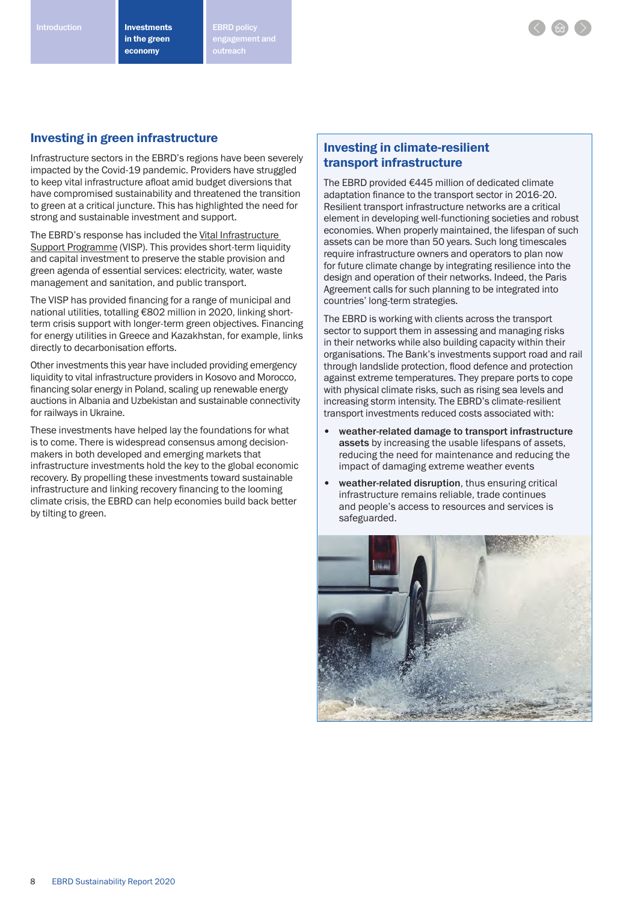## Investing in green infrastructure

Infrastructure sectors in the EBRD's regions have been severely impacted by the Covid-19 pandemic. Providers have struggled to keep vital infrastructure afloat amid budget diversions that have compromised sustainability and threatened the transition to green at a critical juncture. This has highlighted the need for strong and sustainable investment and support.

The EBRD's response has included the Vital Infrastructure Support Programme (VISP). This provides short-term liquidity and capital investment to preserve the stable provision and green agenda of essential services: electricity, water, waste management and sanitation, and public transport.

The VISP has provided financing for a range of municipal and national utilities, totalling €802 million in 2020, linking short-term crisis support with longer-term green objectives. Financing for energy utilities in Greece and Kazakhstan, for example, links directly to decarbonisation efforts.

Other investments this year have included providing emergency liquidity to vital infrastructure providers in Kosovo and Morocco, financing solar energy in Poland, scaling up renewable energy auctions in Albania and Uzbekistan and sustainable connectivity for railways in Ukraine.

These investments have helped lay the foundations for what is to come. There is widespread consensus among decision-makers in both developed and emerging markets that infrastructure investments hold the key to the global economic recovery. By propelling these investments toward sustainable infrastructure and linking recovery financing to the looming climate crisis, the EBRD can help economies build back better by tilting to green.

## Investing in climate-resilient transport infrastructure

The EBRD provided €445 million of dedicated climate adaptation finance to the transport sector in 2016-20. Resilient transport infrastructure networks are a critical element in developing well-functioning societies and robust economies. When properly maintained, the lifespan of such assets can be more than 50 years. Such long timescales require infrastructure owners and operators to plan now for future climate change by integrating resilience into the design and operation of their networks. Indeed, the Paris Agreement calls for such planning to be integrated into countries' long-term strategies.

The EBRD is working with clients across the transport sector to support them in assessing and managing risks in their networks while also building capacity within their organisations. The Bank's investments support road and rail through landslide protection, flood defence and protection against extreme temperatures. They prepare ports to cope with physical climate risks, such as rising sea levels and increasing storm intensity. The EBRD's climate-resilient transport investments reduced costs associated with:

- **weather-related damage to transport infrastructure assets** by increasing the usable lifespans of assets, reducing the need for maintenance and reducing the impact of damaging extreme weather events
- **weather-related disruption**, thus ensuring critical infrastructure remains reliable, trade continues and people's access to resources and services is safeguarded.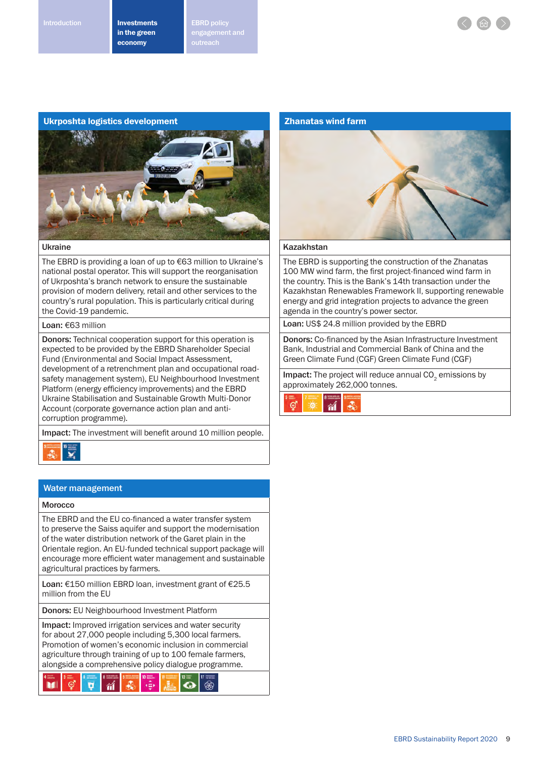## Ukrposhta logistics development

**Ukraine**

The EBRD is providing a loan of up to €63 million to Ukraine's national postal operator. This will support the reorganisation of Ukrposhta's branch network to ensure the sustainable provision of modern delivery, retail and other services to the country's rural population. This is particularly critical during the Covid-19 pandemic.

**Loan:** €63 million

**Donors:** Technical cooperation support for this operation is expected to be provided by the EBRD Shareholder Special Fund (Environmental and Social Impact Assessment, development of a retrenchment plan and occupational road-safety management system), EU Neighbourhood Investment Platform (energy efficiency improvements) and the EBRD Ukraine Stabilisation and Sustainable Growth Multi-Donor Account (corporate governance action plan and anti-corruption programme).

**Impact:** The investment will benefit around 10 million people.

## Zhanatas wind farm

**Kazakhstan**

The EBRD is supporting the construction of the Zhanatas 100 MW wind farm, the first project-financed wind farm in the country. This is the Bank's 14th transaction under the Kazakhstan Renewables Framework II, supporting renewable energy and grid integration projects to advance the green agenda in the country's power sector.

**Loan:** US$ 24.8 million provided by the EBRD

**Donors:** Co-financed by the Asian Infrastructure Investment Bank, Industrial and Commercial Bank of China and the Green Climate Fund (CGF) Green Climate Fund (CGF)

**Impact:** The project will reduce annual $CO_2$ emissions by approximately 262,000 tonnes.

## Water management

**Morocco**

The EBRD and the EU co-financed a water transfer system to preserve the Saiss aquifer and support the modernisation of the water distribution network of the Garet plain in the Orientale region. An EU-funded technical support package will encourage more efficient water management and sustainable agricultural practices by farmers.

**Loan:** €150 million EBRD loan, investment grant of €25.5 million from the EU

**Donors:** EU Neighbourhood Investment Platform

**Impact:** Improved irrigation services and water security for about 27,000 people including 5,300 local farmers. Promotion of women's economic inclusion in commercial agriculture through training of up to 100 female farmers, alongside a comprehensive policy dialogue programme.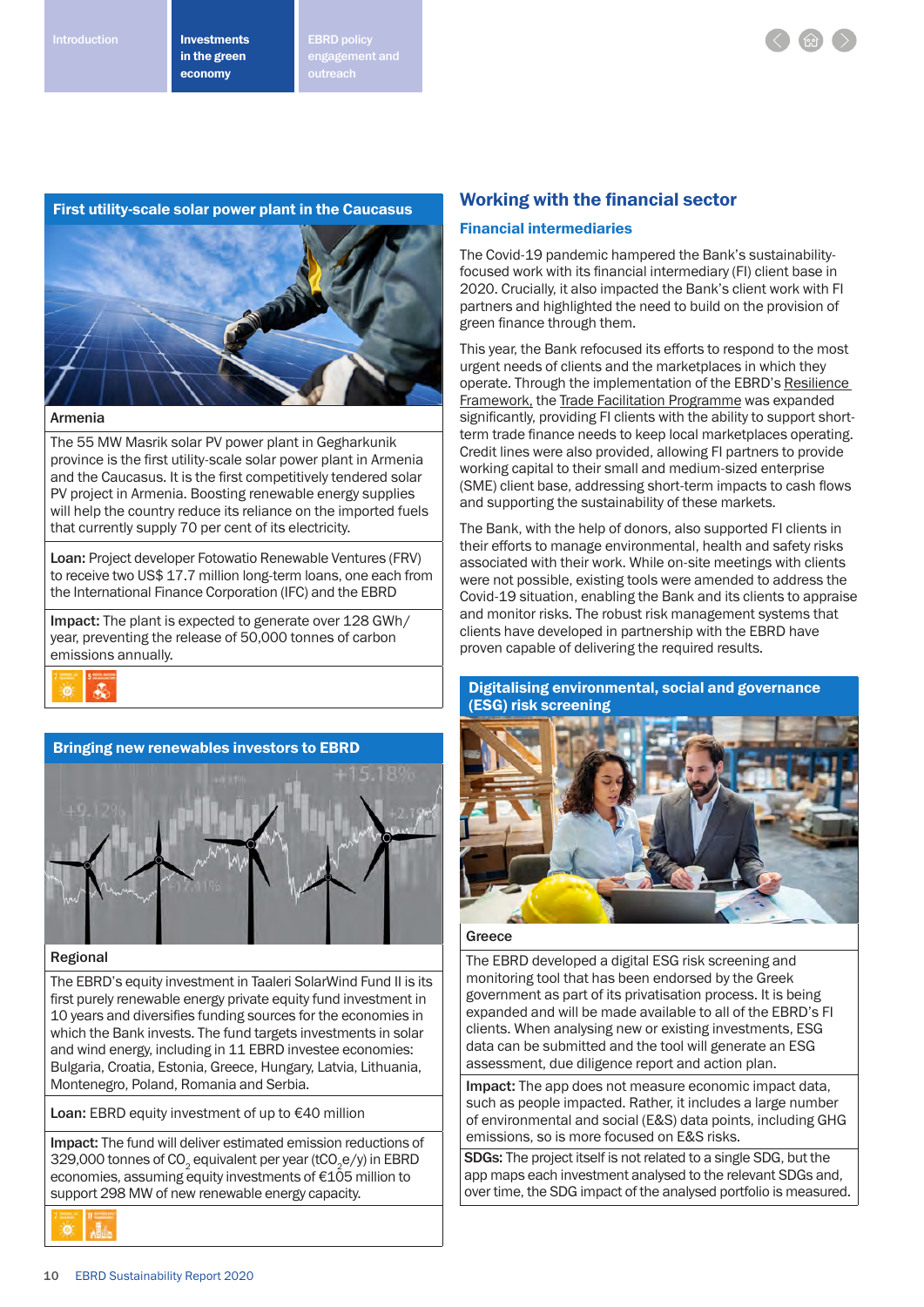## First utility-scale solar power plant in the Caucasus

**Armenia**

The 55 MW Masrik solar PV power plant in Gegharkunik province is the first utility-scale solar power plant in Armenia and the Caucasus. It is the first competitively tendered solar PV project in Armenia. Boosting renewable energy supplies will help the country reduce its reliance on the imported fuels that currently supply 70 per cent of its electricity.

**Loan:** Project developer Fotowatio Renewable Ventures (FRV) to receive two US$ 17.7 million long-term loans, one each from the International Finance Corporation (IFC) and the EBRD

**Impact:** The plant is expected to generate over 128 GWh/year, preventing the release of 50,000 tonnes of carbon emissions annually.

## Bringing new renewables investors to EBRD

**Regional**

The EBRD's equity investment in Taaleri SolarWind Fund II is its first purely renewable energy private equity fund investment in 10 years and diversifies funding sources for the economies in which the Bank invests. The fund targets investments in solar and wind energy, including in 11 EBRD investee economies: Bulgaria, Croatia, Estonia, Greece, Hungary, Latvia, Lithuania, Montenegro, Poland, Romania and Serbia.

**Loan:** EBRD equity investment of up to €40 million

**Impact:** The fund will deliver estimated emission reductions of 329,000 tonnes of $CO_2$ equivalent per year ($tCO_2e/y$) in EBRD economies, assuming equity investments of €105 million to support 298 MW of new renewable energy capacity.

## Working with the financial sector

### Financial intermediaries

The Covid-19 pandemic hampered the Bank's sustainability-focused work with its financial intermediary (FI) client base in 2020. Crucially, it also impacted the Bank's client work with FI partners and highlighted the need to build on the provision of green finance through them.

This year, the Bank refocused its efforts to respond to the most urgent needs of clients and the marketplaces in which they operate. Through the implementation of the EBRD's Resilience Framework, the Trade Facilitation Programme was expanded significantly, providing FI clients with the ability to support short-term trade finance needs to keep local marketplaces operating. Credit lines were also provided, allowing FI partners to provide working capital to their small and medium-sized enterprise (SME) client base, addressing short-term impacts to cash flows and supporting the sustainability of these markets.

The Bank, with the help of donors, also supported FI clients in their efforts to manage environmental, health and safety risks associated with their work. While on-site meetings with clients were not possible, existing tools were amended to address the Covid-19 situation, enabling the Bank and its clients to appraise and monitor risks. The robust risk management systems that clients have developed in partnership with the EBRD have proven capable of delivering the required results.

## Digitalising environmental, social and governance (ESG) risk screening

**Greece**

The EBRD developed a digital ESG risk screening and monitoring tool that has been endorsed by the Greek government as part of its privatisation process. It is being expanded and will be made available to all of the EBRD's FI clients. When analysing new or existing investments, ESG data can be submitted and the tool will generate an ESG assessment, due diligence report and action plan.

**Impact:** The app does not measure economic impact data, such as people impacted. Rather, it includes a large number of environmental and social (E&S) data points, including GHG emissions, so is more focused on E&S risks.

**SDGs:** The project itself is not related to a single SDG, but the app maps each investment analysed to the relevant SDGs and, over time, the SDG impact of the analysed portfolio is measured.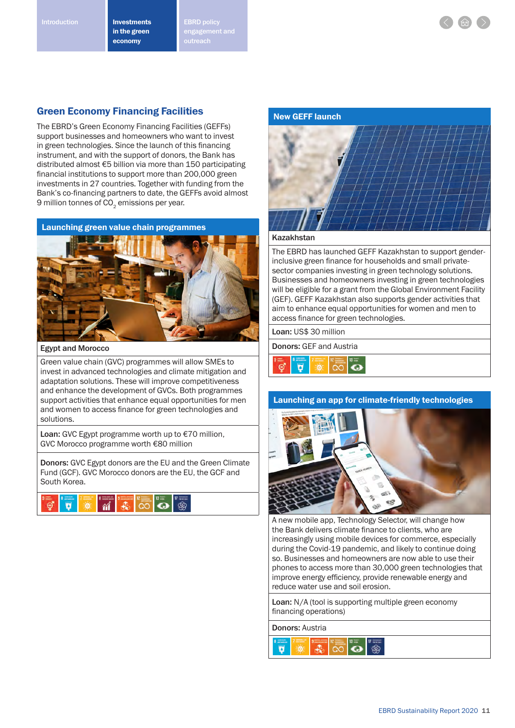## Green Economy Financing Facilities

The EBRD's Green Economy Financing Facilities (GEFFs) support businesses and homeowners who want to invest in green technologies. Since the launch of this financing instrument, and with the support of donors, the Bank has distributed almost €5 billion via more than 150 participating financial institutions to support more than 200,000 green investments in 27 countries. Together with funding from the Bank's co-financing partners to date, the GEFFs avoid almost 9 million tonnes of $CO_2$ emissions per year.

### Launching green value chain programmes

**Egypt and Morocco**

Green value chain (GVC) programmes will allow SMEs to invest in advanced technologies and climate mitigation and adaptation solutions. These will improve competitiveness and enhance the development of GVCs. Both programmes support activities that enhance equal opportunities for men and women to access finance for green technologies and solutions.

**Loan:** GVC Egypt programme worth up to €70 million, GVC Morocco programme worth €80 million

**Donors:** GVC Egypt donors are the EU and the Green Climate Fund (GCF). GVC Morocco donors are the EU, the GCF and South Korea.

### New GEFF launch

**Kazakhstan**

The EBRD has launched GEFF Kazakhstan to support gender-inclusive green finance for households and small private-sector companies investing in green technology solutions. Businesses and homeowners investing in green technologies will be eligible for a grant from the Global Environment Facility (GEF). GEFF Kazakhstan also supports gender activities that aim to enhance equal opportunities for women and men to access finance for green technologies.

**Loan:** US$ 30 million

**Donors:** GEF and Austria

### Launching an app for climate-friendly technologies

A new mobile app, Technology Selector, will change how the Bank delivers climate finance to clients, who are increasingly using mobile devices for commerce, especially during the Covid-19 pandemic, and likely to continue doing so. Businesses and homeowners are now able to use their phones to access more than 30,000 green technologies that improve energy efficiency, provide renewable energy and reduce water use and soil erosion.

**Loan:** N/A (tool is supporting multiple green economy financing operations)

**Donors:** Austria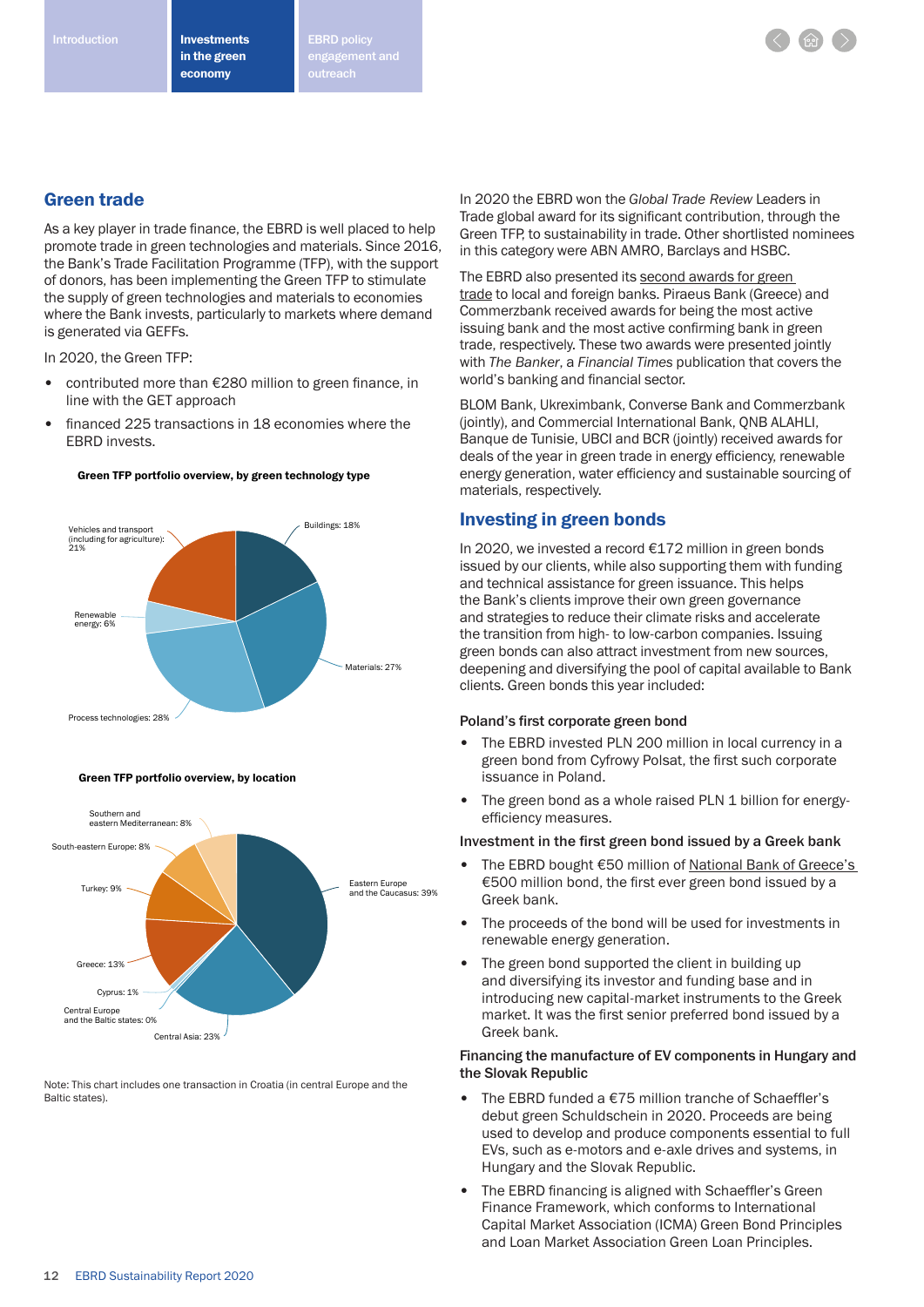## Green trade

As a key player in trade finance, the EBRD is well placed to help promote trade in green technologies and materials. Since 2016, the Bank's Trade Facilitation Programme (TFP), with the support of donors, has been implementing the Green TFP to stimulate the supply of green technologies and materials to economies where the Bank invests, particularly to markets where demand is generated via GEFFs.

In 2020, the Green TFP:

- contributed more than €280 million to green finance, in line with the GET approach
- financed 225 transactions in 18 economies where the EBRD invests.

**Green TFP portfolio overview, by green technology type**

- Buildings: 18%
- Materials: 27%
- Process technologies: 28%
- Renewable energy: 6%
- Vehicles and transport (including for agriculture): 21%

**Green TFP portfolio overview, by location**

- Eastern Europe and the Caucasus: 39%
- Central Asia: 23%
- Central Europe and the Baltic states: 0%
- Cyprus: 1%
- Greece: 13%
- Turkey: 9%
- South-eastern Europe: 8%
- Southern and eastern Mediterranean: 8%

Note: This chart includes one transaction in Croatia (in central Europe and the Baltic states).

In 2020 the EBRD won the *Global Trade Review* Leaders in Trade global award for its significant contribution, through the Green TFP, to sustainability in trade. Other shortlisted nominees in this category were ABN AMRO, Barclays and HSBC.

The EBRD also presented its second awards for green trade to local and foreign banks. Piraeus Bank (Greece) and Commerzbank received awards for being the most active issuing bank and the most active confirming bank in green trade, respectively. These two awards were presented jointly with *The Banker*, a *Financial Times* publication that covers the world's banking and financial sector.

BLOM Bank, Ukreximbank, Converse Bank and Commerzbank (jointly), and Commercial International Bank, QNB ALAHLI, Banque de Tunisie, UBCI and BCR (jointly) received awards for deals of the year in green trade in energy efficiency, renewable energy generation, water efficiency and sustainable sourcing of materials, respectively.

## Investing in green bonds

In 2020, we invested a record €172 million in green bonds issued by our clients, while also supporting them with funding and technical assistance for green issuance. This helps the Bank's clients improve their own green governance and strategies to reduce their climate risks and accelerate the transition from high- to low-carbon companies. Issuing green bonds can also attract investment from new sources, deepening and diversifying the pool of capital available to Bank clients. Green bonds this year included:

### Poland's first corporate green bond

- The EBRD invested PLN 200 million in local currency in a green bond from Cyfrowy Polsat, the first such corporate issuance in Poland.
- The green bond as a whole raised PLN 1 billion for energy-efficiency measures.

### Investment in the first green bond issued by a Greek bank

- The EBRD bought €50 million of National Bank of Greece's €500 million bond, the first ever green bond issued by a Greek bank.
- The proceeds of the bond will be used for investments in renewable energy generation.
- The green bond supported the client in building up and diversifying its investor and funding base and in introducing new capital-market instruments to the Greek market. It was the first senior preferred bond issued by a Greek bank.

### Financing the manufacture of EV components in Hungary and the Slovak Republic

- The EBRD funded a €75 million tranche of Schaeffler's debut green Schuldschein in 2020. Proceeds are being used to develop and produce components essential to full EVs, such as e-motors and e-axle drives and systems, in Hungary and the Slovak Republic.
- The EBRD financing is aligned with Schaeffler's Green Finance Framework, which conforms to International Capital Market Association (ICMA) Green Bond Principles and Loan Market Association Green Loan Principles.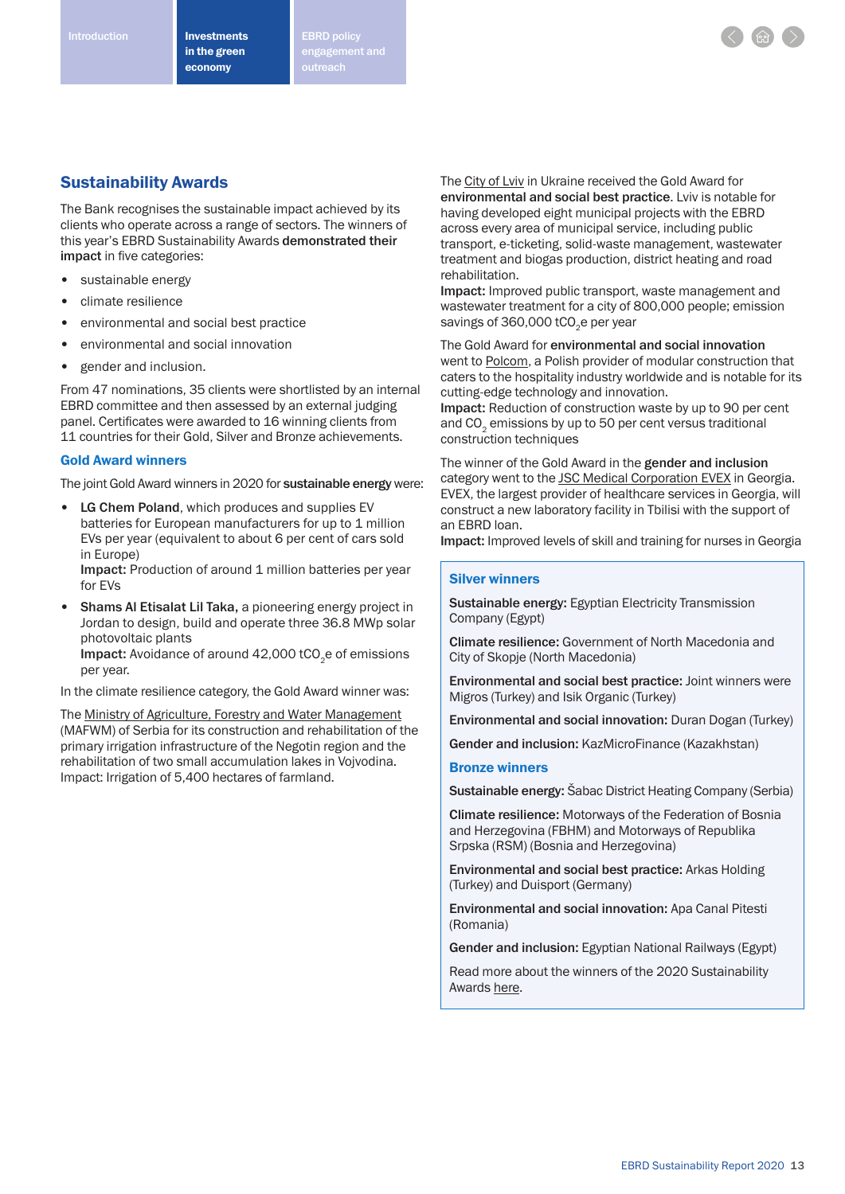## Sustainability Awards

The Bank recognises the sustainable impact achieved by its clients who operate across a range of sectors. The winners of this year's EBRD Sustainability Awards **demonstrated their impact** in five categories:

- sustainable energy
- climate resilience
- environmental and social best practice
- environmental and social innovation
- gender and inclusion.

From 47 nominations, 35 clients were shortlisted by an internal EBRD committee and then assessed by an external judging panel. Certificates were awarded to 16 winning clients from 11 countries for their Gold, Silver and Bronze achievements.

### Gold Award winners

The joint Gold Award winners in 2020 for **sustainable energy** were:

- **LG Chem Poland**, which produces and supplies EV batteries for European manufacturers for up to 1 million EVs per year (equivalent to about 6 per cent of cars sold in Europe)
  **Impact:** Production of around 1 million batteries per year for EVs
- **Shams Al Etisalat Lil Taka,** a pioneering energy project in Jordan to design, build and operate three 36.8 MWp solar photovoltaic plants
  **Impact:** Avoidance of around 42,000 $tCO_2e$ of emissions per year.

In the climate resilience category, the Gold Award winner was:

The Ministry of Agriculture, Forestry and Water Management (MAFWM) of Serbia for its construction and rehabilitation of the primary irrigation infrastructure of the Negotin region and the rehabilitation of two small accumulation lakes in Vojvodina.
Impact: Irrigation of 5,400 hectares of farmland.

The City of Lviv in Ukraine received the Gold Award for **environmental and social best practice**. Lviv is notable for having developed eight municipal projects with the EBRD across every area of municipal service, including public transport, e-ticketing, solid-waste management, wastewater treatment and biogas production, district heating and road rehabilitation.
**Impact:** Improved public transport, waste management and wastewater treatment for a city of 800,000 people; emission savings of 360,000 $tCO_2e$ per year

The Gold Award for **environmental and social innovation** went to Polcom, a Polish provider of modular construction that caters to the hospitality industry worldwide and is notable for its cutting-edge technology and innovation.
**Impact:** Reduction of construction waste by up to 90 per cent and $CO_2$ emissions by up to 50 per cent versus traditional construction techniques

The winner of the Gold Award in the **gender and inclusion** category went to the JSC Medical Corporation EVEX in Georgia. EVEX, the largest provider of healthcare services in Georgia, will construct a new laboratory facility in Tbilisi with the support of an EBRD loan.
**Impact:** Improved levels of skill and training for nurses in Georgia

### Silver winners

**Sustainable energy:** Egyptian Electricity Transmission Company (Egypt)

**Climate resilience:** Government of North Macedonia and City of Skopje (North Macedonia)

**Environmental and social best practice:** Joint winners were Migros (Turkey) and Isik Organic (Turkey)

**Environmental and social innovation:** Duran Dogan (Turkey)

**Gender and inclusion:** KazMicroFinance (Kazakhstan)

### Bronze winners

**Sustainable energy:** Šabac District Heating Company (Serbia)

**Climate resilience:** Motorways of the Federation of Bosnia and Herzegovina (FBHM) and Motorways of Republika Srpska (RSM) (Bosnia and Herzegovina)

**Environmental and social best practice:** Arkas Holding (Turkey) and Duisport (Germany)

**Environmental and social innovation:** Apa Canal Pitesti (Romania)

**Gender and inclusion:** Egyptian National Railways (Egypt)

Read more about the winners of the 2020 Sustainability Awards here.